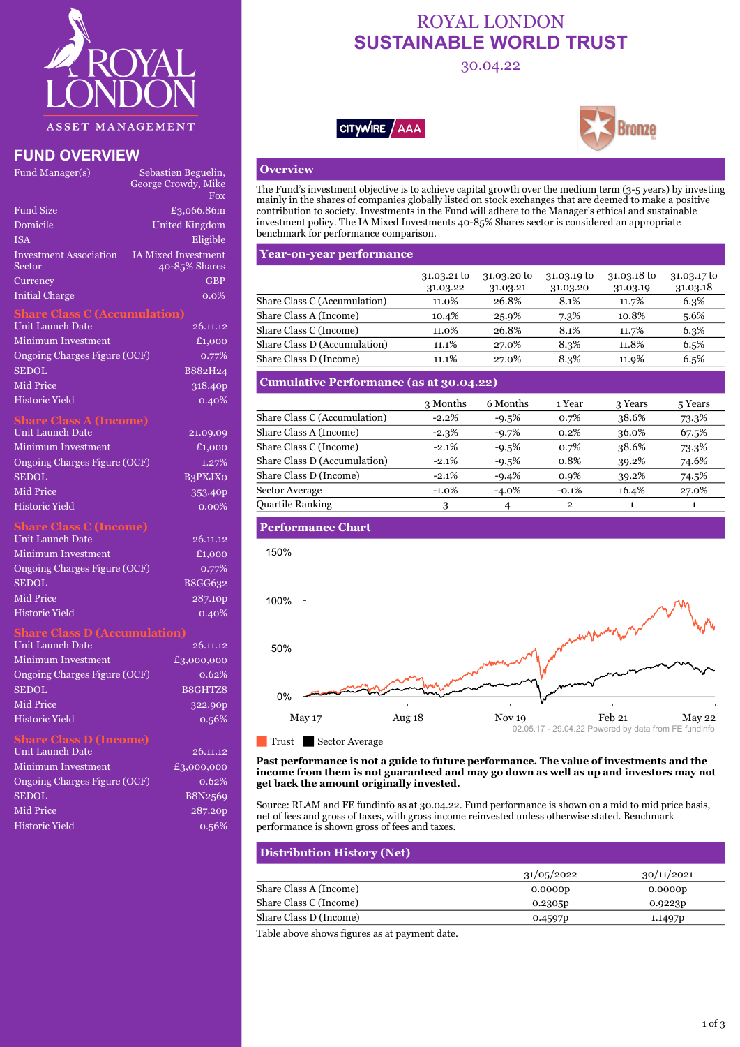# ROYAL LONDON SUSTAINABLE WORLD TRUST

30.04.22

## FUND OVERVIEW

| | |
|---|---|
| Fund Manager(s) | Sebastien Beguelin, George Crowdy, Mike Fox |
| Fund Size | £3,066.86m |
| Domicile | United Kingdom |
| ISA | Eligible |
| Investment Association Sector | IA Mixed Investment 40-85% Shares |
| Currency | GBP |
| Initial Charge | 0.0% |

### Share Class C (Accumulation)

| | |
|---|---|
| Unit Launch Date | 26.11.12 |
| Minimum Investment | £1,000 |
| Ongoing Charges Figure (OCF) | 0.77% |
| SEDOL | B882H24 |
| Mid Price | 318.40p |
| Historic Yield | 0.40% |

### Share Class A (Income)

| | |
|---|---|
| Unit Launch Date | 21.09.09 |
| Minimum Investment | £1,000 |
| Ongoing Charges Figure (OCF) | 1.27% |
| SEDOL | B3PXJX0 |
| Mid Price | 353.40p |
| Historic Yield | 0.00% |

### Share Class C (Income)

| | |
|---|---|
| Unit Launch Date | 26.11.12 |
| Minimum Investment | £1,000 |
| Ongoing Charges Figure (OCF) | 0.77% |
| SEDOL | B8GG632 |
| Mid Price | 287.10p |
| Historic Yield | 0.40% |

### Share Class D (Accumulation)

| | |
|---|---|
| Unit Launch Date | 26.11.12 |
| Minimum Investment | £3,000,000 |
| Ongoing Charges Figure (OCF) | 0.62% |
| SEDOL | B8GHTZ8 |
| Mid Price | 322.90p |
| Historic Yield | 0.56% |

### Share Class D (Income)

| | |
|---|---|
| Unit Launch Date | 26.11.12 |
| Minimum Investment | £3,000,000 |
| Ongoing Charges Figure (OCF) | 0.62% |
| SEDOL | B8N2569 |
| Mid Price | 287.20p |
| Historic Yield | 0.56% |

## Overview

The Fund's investment objective is to achieve capital growth over the medium term (3-5 years) by investing mainly in the shares of companies globally listed on stock exchanges that are deemed to make a positive contribution to society. Investments in the Fund will adhere to the Manager's ethical and sustainable investment policy. The IA Mixed Investments 40-85% Shares sector is considered an appropriate benchmark for performance comparison.

## Year-on-year performance

| | 31.03.21 to 31.03.22 | 31.03.20 to 31.03.21 | 31.03.19 to 31.03.20 | 31.03.18 to 31.03.19 | 31.03.17 to 31.03.18 |
|---|---|---|---|---|---|
| Share Class C (Accumulation) | 11.0% | 26.8% | 8.1% | 11.7% | 6.3% |
| Share Class A (Income) | 10.4% | 25.9% | 7.3% | 10.8% | 5.6% |
| Share Class C (Income) | 11.0% | 26.8% | 8.1% | 11.7% | 6.3% |
| Share Class D (Accumulation) | 11.1% | 27.0% | 8.3% | 11.8% | 6.5% |
| Share Class D (Income) | 11.1% | 27.0% | 8.3% | 11.9% | 6.5% |

## Cumulative Performance (as at 30.04.22)

| | 3 Months | 6 Months | 1 Year | 3 Years | 5 Years |
|---|---|---|---|---|---|
| Share Class C (Accumulation) | -2.2% | -9.5% | 0.7% | 38.6% | 73.3% |
| Share Class A (Income) | -2.3% | -9.7% | 0.2% | 36.0% | 67.5% |
| Share Class C (Income) | -2.1% | -9.5% | 0.7% | 38.6% | 73.3% |
| Share Class D (Accumulation) | -2.1% | -9.5% | 0.8% | 39.2% | 74.6% |
| Share Class D (Income) | -2.1% | -9.4% | 0.9% | 39.2% | 74.5% |
| Sector Average | -1.0% | -4.0% | -0.1% | 16.4% | 27.0% |
| Quartile Ranking | 3 | 4 | 2 | 1 | 1 |

## Performance Chart

02.05.17 - 29.04.22 Powered by data from FE fundinfo

Trust | Sector Average

**Past performance is not a guide to future performance. The value of investments and the income from them is not guaranteed and may go down as well as up and investors may not get back the amount originally invested.**

Source: RLAM and FE fundinfo as at 30.04.22. Fund performance is shown on a mid to mid price basis, net of fees and gross of taxes, with gross income reinvested unless otherwise stated. Benchmark performance is shown gross of fees and taxes.

## Distribution History (Net)

| | 31/05/2022 | 30/11/2021 |
|---|---|---|
| Share Class A (Income) | 0.0000p | 0.0000p |
| Share Class C (Income) | 0.2305p | 0.9223p |
| Share Class D (Income) | 0.4597p | 1.1497p |

Table above shows figures as at payment date.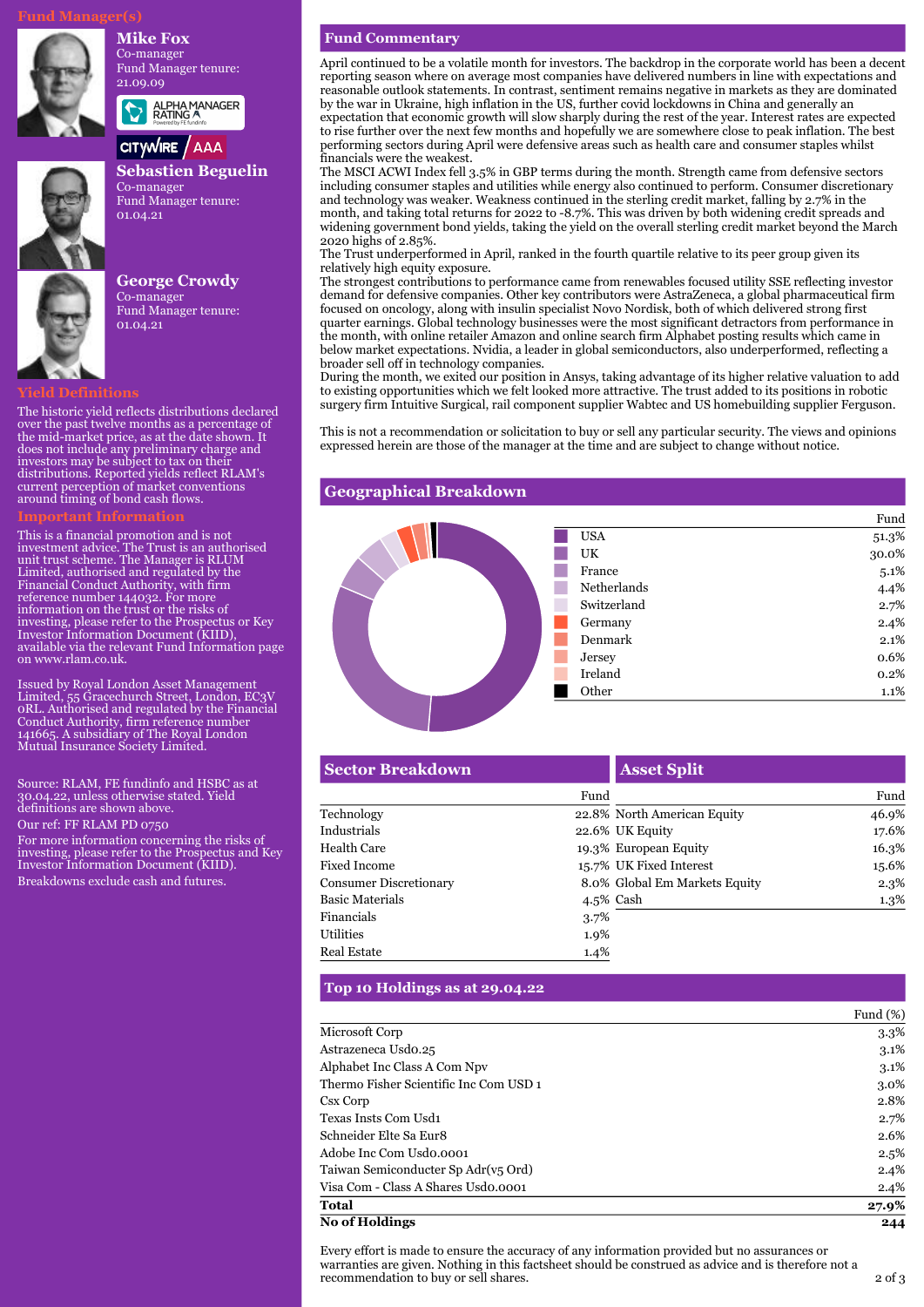## Fund Manager(s)

**Mike Fox**
Co-manager
Fund Manager tenure: 21.09.09

ALPHA MANAGER RATING

CITYWIRE / AAA

**Sebastien Beguelin**
Co-manager
Fund Manager tenure: 01.04.21

**George Crowdy**
Co-manager
Fund Manager tenure: 01.04.21

## Yield Definitions

The historic yield reflects distributions declared over the past twelve months as a percentage of the mid-market price, as at the date shown. It does not include any preliminary charge and investors may be subject to tax on their distributions. Reported yields reflect RLAM's current perception of market conventions around timing of bond cash flows.

## Important Information

This is a financial promotion and is not investment advice. The Trust is an authorised unit trust scheme. The Manager is RLUM Limited, authorised and regulated by the Financial Conduct Authority, with firm reference number 144032. For more information on the trust or the risks of investing, please refer to the Prospectus or Key Investor Information Document (KIID), available via the relevant Fund Information page on www.rlam.co.uk.

Issued by Royal London Asset Management Limited, 55 Gracechurch Street, London, EC3V 0RL. Authorised and regulated by the Financial Conduct Authority, firm reference number 141665. A subsidiary of The Royal London Mutual Insurance Society Limited.

Source: RLAM, FE fundinfo and HSBC as at 30.04.22, unless otherwise stated. Yield definitions are shown above.

Our ref: FF RLAM PD 0750

For more information concerning the risks of investing, please refer to the Prospectus and Key Investor Information Document (KIID).

Breakdowns exclude cash and futures.

## Fund Commentary

April continued to be a volatile month for investors. The backdrop in the corporate world has been a decent reporting season where on average most companies have delivered numbers in line with expectations and reasonable outlook statements. In contrast, sentiment remains negative in markets as they are dominated by the war in Ukraine, high inflation in the US, further covid lockdowns in China and generally an expectation that economic growth will slow sharply during the rest of the year. Interest rates are expected to rise further over the next few months and hopefully we are somewhere close to peak inflation. The best performing sectors during April were defensive areas such as health care and consumer staples whilst financials were the weakest.

The MSCI ACWI Index fell 3.5% in GBP terms during the month. Strength came from defensive sectors including consumer staples and utilities while energy also continued to perform. Consumer discretionary and technology was weaker. Weakness continued in the sterling credit market, falling by 2.7% in the month, and taking total returns for 2022 to -8.7%. This was driven by both widening credit spreads and widening government bond yields, taking the yield on the overall sterling credit market beyond the March 2020 highs of 2.85%.

The Trust underperformed in April, ranked in the fourth quartile relative to its peer group given its relatively high equity exposure.

The strongest contributions to performance came from renewables focused utility SSE reflecting investor demand for defensive companies. Other key contributors were AstraZeneca, a global pharmaceutical firm focused on oncology, along with insulin specialist Novo Nordisk, both of which delivered strong first quarter earnings. Global technology businesses were the most significant detractors from performance in the month, with online retailer Amazon and online search firm Alphabet posting results which came in below market expectations. Nvidia, a leader in global semiconductors, also underperformed, reflecting a broader sell off in technology companies.

During the month, we exited our position in Ansys, taking advantage of its higher relative valuation to add to existing opportunities which we felt looked more attractive. The trust added to its positions in robotic surgery firm Intuitive Surgical, rail component supplier Wabtec and US homebuilding supplier Ferguson.

This is not a recommendation or solicitation to buy or sell any particular security. The views and opinions expressed herein are those of the manager at the time and are subject to change without notice.

## Geographical Breakdown

| | Fund |
|---|---|
| USA | 51.3% |
| UK | 30.0% |
| France | 5.1% |
| Netherlands | 4.4% |
| Switzerland | 2.7% |
| Germany | 2.4% |
| Denmark | 2.1% |
| Jersey | 0.6% |
| Ireland | 0.2% |
| Other | 1.1% |

## Sector Breakdown

| | Fund |
|---|---|
| Technology | 22.8% |
| Industrials | 22.6% |
| Health Care | 19.3% |
| Fixed Income | 15.7% |
| Consumer Discretionary | 8.0% |
| Basic Materials | 4.5% |
| Financials | 3.7% |
| Utilities | 1.9% |
| Real Estate | 1.4% |

## Asset Split

| | Fund |
|---|---|
| North American Equity | 46.9% |
| UK Equity | 17.6% |
| European Equity | 16.3% |
| UK Fixed Interest | 15.6% |
| Global Em Markets Equity | 2.3% |
| Cash | 1.3% |

## Top 10 Holdings as at 29.04.22

| | Fund (%) |
|---|---|
| Microsoft Corp | 3.3% |
| Astrazeneca Usd0.25 | 3.1% |
| Alphabet Inc Class A Com Npv | 3.1% |
| Thermo Fisher Scientific Inc Com USD 1 | 3.0% |
| Csx Corp | 2.8% |
| Texas Insts Com Usd1 | 2.7% |
| Schneider Elte Sa Eur8 | 2.6% |
| Adobe Inc Com Usd0.0001 | 2.5% |
| Taiwan Semiconducter Sp Adr(v5 Ord) | 2.4% |
| Visa Com - Class A Shares Usd0.0001 | 2.4% |
| **Total** | **27.9%** |
| **No of Holdings** | **244** |

Every effort is made to ensure the accuracy of any information provided but no assurances or warranties are given. Nothing in this factsheet should be construed as advice and is therefore not a recommendation to buy or sell shares.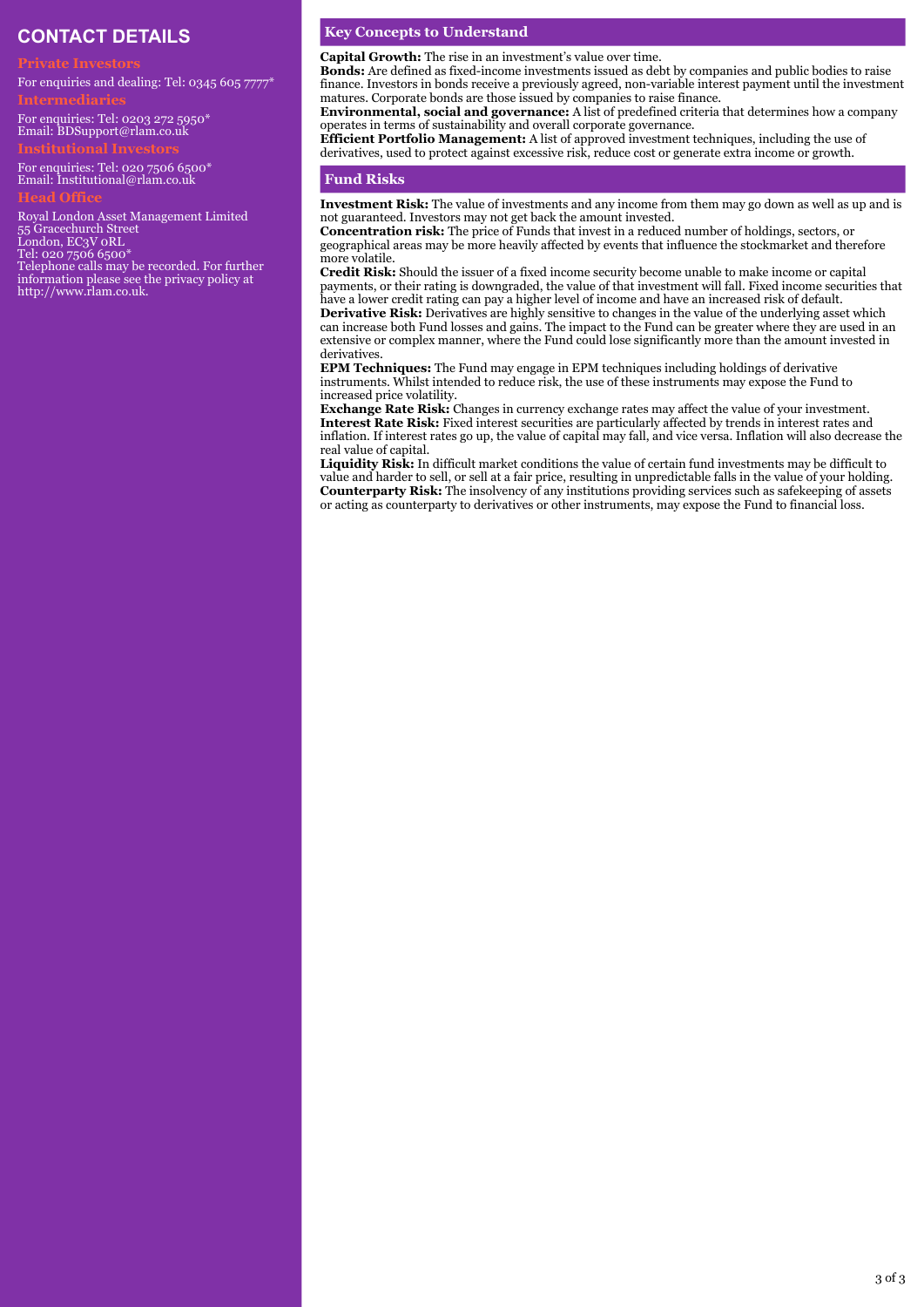## CONTACT DETAILS

### Private Investors

For enquiries and dealing: Tel: 0345 605 7777*

### Intermediaries

For enquiries: Tel: 0203 272 5950*
Email: BDSupport@rlam.co.uk

### Institutional Investors

For enquiries: Tel: 020 7506 6500*
Email: Institutional@rlam.co.uk

### Head Office

Royal London Asset Management Limited
55 Gracechurch Street
London, EC3V 0RL
Tel: 020 7506 6500*
Telephone calls may be recorded. For further information please see the privacy policy at http://www.rlam.co.uk.

## Key Concepts to Understand

**Capital Growth:** The rise in an investment's value over time.
**Bonds:** Are defined as fixed-income investments issued as debt by companies and public bodies to raise finance. Investors in bonds receive a previously agreed, non-variable interest payment until the investment matures. Corporate bonds are those issued by companies to raise finance.
**Environmental, social and governance:** A list of predefined criteria that determines how a company operates in terms of sustainability and overall corporate governance.
**Efficient Portfolio Management:** A list of approved investment techniques, including the use of derivatives, used to protect against excessive risk, reduce cost or generate extra income or growth.

## Fund Risks

**Investment Risk:** The value of investments and any income from them may go down as well as up and is not guaranteed. Investors may not get back the amount invested.
**Concentration risk:** The price of Funds that invest in a reduced number of holdings, sectors, or geographical areas may be more heavily affected by events that influence the stockmarket and therefore more volatile.
**Credit Risk:** Should the issuer of a fixed income security become unable to make income or capital payments, or their rating is downgraded, the value of that investment will fall. Fixed income securities that have a lower credit rating can pay a higher level of income and have an increased risk of default.
**Derivative Risk:** Derivatives are highly sensitive to changes in the value of the underlying asset which can increase both Fund losses and gains. The impact to the Fund can be greater where they are used in an extensive or complex manner, where the Fund could lose significantly more than the amount invested in derivatives.
**EPM Techniques:** The Fund may engage in EPM techniques including holdings of derivative instruments. Whilst intended to reduce risk, the use of these instruments may expose the Fund to increased price volatility.
**Exchange Rate Risk:** Changes in currency exchange rates may affect the value of your investment.
**Interest Rate Risk:** Fixed interest securities are particularly affected by trends in interest rates and inflation. If interest rates go up, the value of capital may fall, and vice versa. Inflation will also decrease the real value of capital.
**Liquidity Risk:** In difficult market conditions the value of certain fund investments may be difficult to value and harder to sell, or sell at a fair price, resulting in unpredictable falls in the value of your holding.
**Counterparty Risk:** The insolvency of any institutions providing services such as safekeeping of assets or acting as counterparty to derivatives or other instruments, may expose the Fund to financial loss.